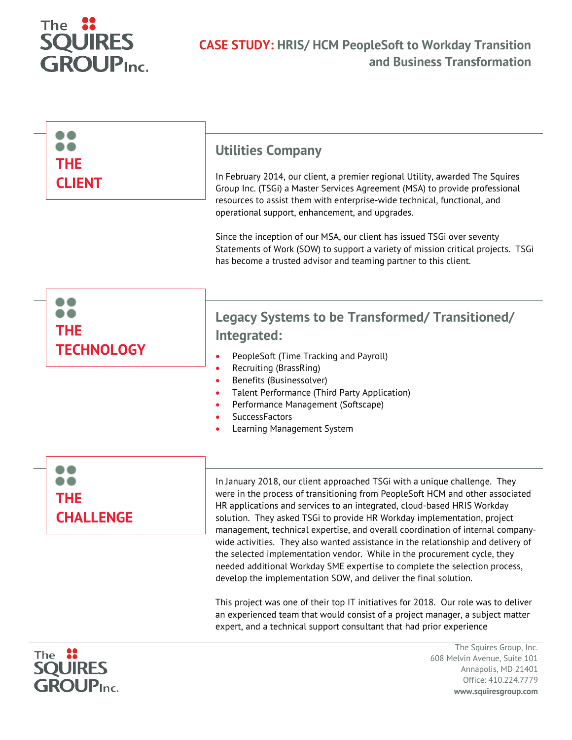# CASE STUDY: HRIS/ HCM PeopleSoft to Workday Transition and Business Transformation

## THE CLIENT

### Utilities Company

In February 2014, our client, a premier regional Utility, awarded The Squires Group Inc. (TSGi) a Master Services Agreement (MSA) to provide professional resources to assist them with enterprise-wide technical, functional, and operational support, enhancement, and upgrades.

Since the inception of our MSA, our client has issued TSGi over seventy Statements of Work (SOW) to support a variety of mission critical projects. TSGi has become a trusted advisor and teaming partner to this client.

## THE TECHNOLOGY

### Legacy Systems to be Transformed/ Transitioned/ Integrated:

- PeopleSoft (Time Tracking and Payroll)
- Recruiting (BrassRing)
- Benefits (Businessolver)
- Talent Performance (Third Party Application)
- Performance Management (Softscape)
- SuccessFactors
- Learning Management System

## THE CHALLENGE

In January 2018, our client approached TSGi with a unique challenge. They were in the process of transitioning from PeopleSoft HCM and other associated HR applications and services to an integrated, cloud-based HRIS Workday solution. They asked TSGi to provide HR Workday implementation, project management, technical expertise, and overall coordination of internal company-wide activities. They also wanted assistance in the relationship and delivery of the selected implementation vendor. While in the procurement cycle, they needed additional Workday SME expertise to complete the selection process, develop the implementation SOW, and deliver the final solution.

This project was one of their top IT initiatives for 2018. Our role was to deliver an experienced team that would consist of a project manager, a subject matter expert, and a technical support consultant that had prior experience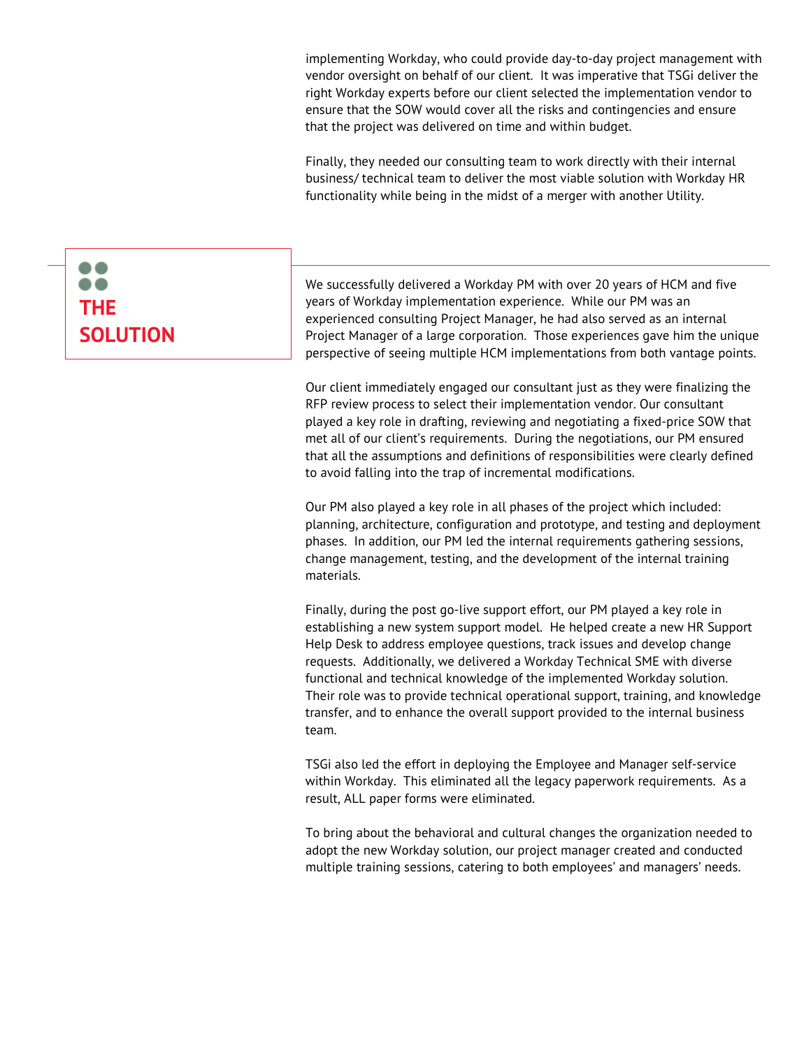implementing Workday, who could provide day-to-day project management with vendor oversight on behalf of our client. It was imperative that TSGi deliver the right Workday experts before our client selected the implementation vendor to ensure that the SOW would cover all the risks and contingencies and ensure that the project was delivered on time and within budget.

Finally, they needed our consulting team to work directly with their internal business/ technical team to deliver the most viable solution with Workday HR functionality while being in the midst of a merger with another Utility.

## THE SOLUTION

We successfully delivered a Workday PM with over 20 years of HCM and five years of Workday implementation experience. While our PM was an experienced consulting Project Manager, he had also served as an internal Project Manager of a large corporation. Those experiences gave him the unique perspective of seeing multiple HCM implementations from both vantage points.

Our client immediately engaged our consultant just as they were finalizing the RFP review process to select their implementation vendor. Our consultant played a key role in drafting, reviewing and negotiating a fixed-price SOW that met all of our client's requirements. During the negotiations, our PM ensured that all the assumptions and definitions of responsibilities were clearly defined to avoid falling into the trap of incremental modifications.

Our PM also played a key role in all phases of the project which included: planning, architecture, configuration and prototype, and testing and deployment phases. In addition, our PM led the internal requirements gathering sessions, change management, testing, and the development of the internal training materials.

Finally, during the post go-live support effort, our PM played a key role in establishing a new system support model. He helped create a new HR Support Help Desk to address employee questions, track issues and develop change requests. Additionally, we delivered a Workday Technical SME with diverse functional and technical knowledge of the implemented Workday solution. Their role was to provide technical operational support, training, and knowledge transfer, and to enhance the overall support provided to the internal business team.

TSGi also led the effort in deploying the Employee and Manager self-service within Workday. This eliminated all the legacy paperwork requirements. As a result, ALL paper forms were eliminated.

To bring about the behavioral and cultural changes the organization needed to adopt the new Workday solution, our project manager created and conducted multiple training sessions, catering to both employees' and managers' needs.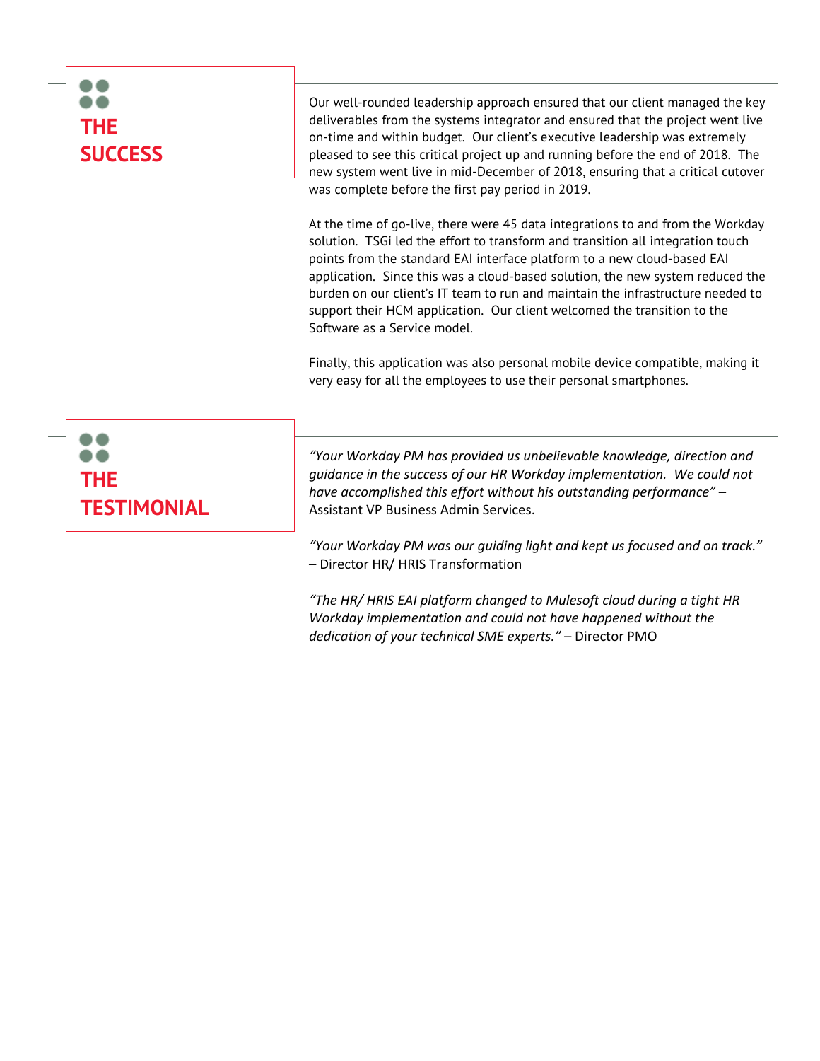## THE SUCCESS

Our well-rounded leadership approach ensured that our client managed the key deliverables from the systems integrator and ensured that the project went live on-time and within budget. Our client's executive leadership was extremely pleased to see this critical project up and running before the end of 2018. The new system went live in mid-December of 2018, ensuring that a critical cutover was complete before the first pay period in 2019.

At the time of go-live, there were 45 data integrations to and from the Workday solution. TSGi led the effort to transform and transition all integration touch points from the standard EAI interface platform to a new cloud-based EAI application. Since this was a cloud-based solution, the new system reduced the burden on our client's IT team to run and maintain the infrastructure needed to support their HCM application. Our client welcomed the transition to the Software as a Service model.

Finally, this application was also personal mobile device compatible, making it very easy for all the employees to use their personal smartphones.

## THE TESTIMONIAL

*"Your Workday PM has provided us unbelievable knowledge, direction and guidance in the success of our HR Workday implementation. We could not have accomplished this effort without his outstanding performance"* – Assistant VP Business Admin Services.

*"Your Workday PM was our guiding light and kept us focused and on track."* – Director HR/ HRIS Transformation

*"The HR/ HRIS EAI platform changed to Mulesoft cloud during a tight HR Workday implementation and could not have happened without the dedication of your technical SME experts."* – Director PMO